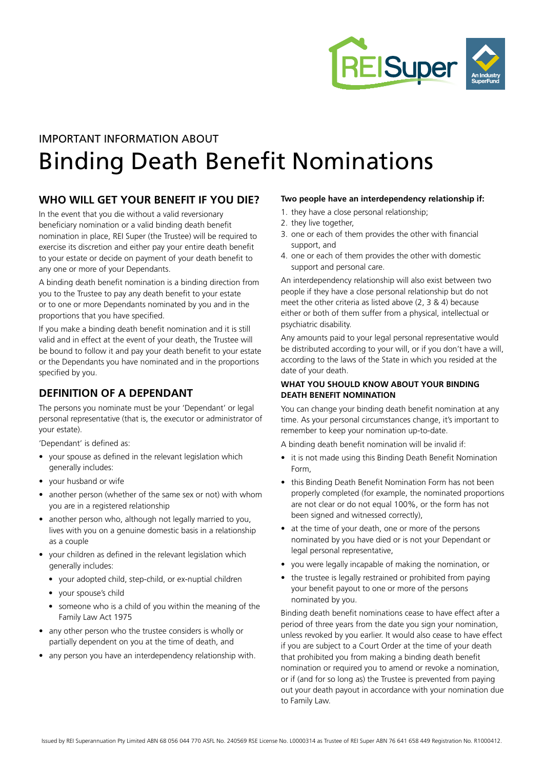IMPORTANT INFORMATION ABOUT

# Binding Death Benefit Nominations

## WHO WILL GET YOUR BENEFIT IF YOU DIE?

In the event that you die without a valid reversionary beneficiary nomination or a valid binding death benefit nomination in place, REI Super (the Trustee) will be required to exercise its discretion and either pay your entire death benefit to your estate or decide on payment of your death benefit to any one or more of your Dependants.

A binding death benefit nomination is a binding direction from you to the Trustee to pay any death benefit to your estate or to one or more Dependants nominated by you and in the proportions that you have specified.

If you make a binding death benefit nomination and it is still valid and in effect at the event of your death, the Trustee will be bound to follow it and pay your death benefit to your estate or the Dependants you have nominated and in the proportions specified by you.

## DEFINITION OF A DEPENDANT

The persons you nominate must be your 'Dependant' or legal personal representative (that is, the executor or administrator of your estate).

'Dependant' is defined as:

- your spouse as defined in the relevant legislation which generally includes:
- your husband or wife
- another person (whether of the same sex or not) with whom you are in a registered relationship
- another person who, although not legally married to you, lives with you on a genuine domestic basis in a relationship as a couple
- your children as defined in the relevant legislation which generally includes:
  - your adopted child, step-child, or ex-nuptial children
  - your spouse's child
  - someone who is a child of you within the meaning of the Family Law Act 1975
- any other person who the trustee considers is wholly or partially dependent on you at the time of death, and
- any person you have an interdependency relationship with.

**Two people have an interdependency relationship if:**

1. they have a close personal relationship;
2. they live together,
3. one or each of them provides the other with financial support, and
4. one or each of them provides the other with domestic support and personal care.

An interdependency relationship will also exist between two people if they have a close personal relationship but do not meet the other criteria as listed above (2, 3 & 4) because either or both of them suffer from a physical, intellectual or psychiatric disability.

Any amounts paid to your legal personal representative would be distributed according to your will, or if you don't have a will, according to the laws of the State in which you resided at the date of your death.

### WHAT YOU SHOULD KNOW ABOUT YOUR BINDING DEATH BENEFIT NOMINATION

You can change your binding death benefit nomination at any time. As your personal circumstances change, it's important to remember to keep your nomination up-to-date.

A binding death benefit nomination will be invalid if:

- it is not made using this Binding Death Benefit Nomination Form,
- this Binding Death Benefit Nomination Form has not been properly completed (for example, the nominated proportions are not clear or do not equal 100%, or the form has not been signed and witnessed correctly),
- at the time of your death, one or more of the persons nominated by you have died or is not your Dependant or legal personal representative,
- you were legally incapable of making the nomination, or
- the trustee is legally restrained or prohibited from paying your benefit payout to one or more of the persons nominated by you.

Binding death benefit nominations cease to have effect after a period of three years from the date you sign your nomination, unless revoked by you earlier. It would also cease to have effect if you are subject to a Court Order at the time of your death that prohibited you from making a binding death benefit nomination or required you to amend or revoke a nomination, or if (and for so long as) the Trustee is prevented from paying out your death payout in accordance with your nomination due to Family Law.

Issued by REI Superannuation Pty Limited ABN 68 056 044 770 ASFL No. 240569 RSE License No. L0000314 as Trustee of REI Super ABN 76 641 658 449 Registration No. R1000412.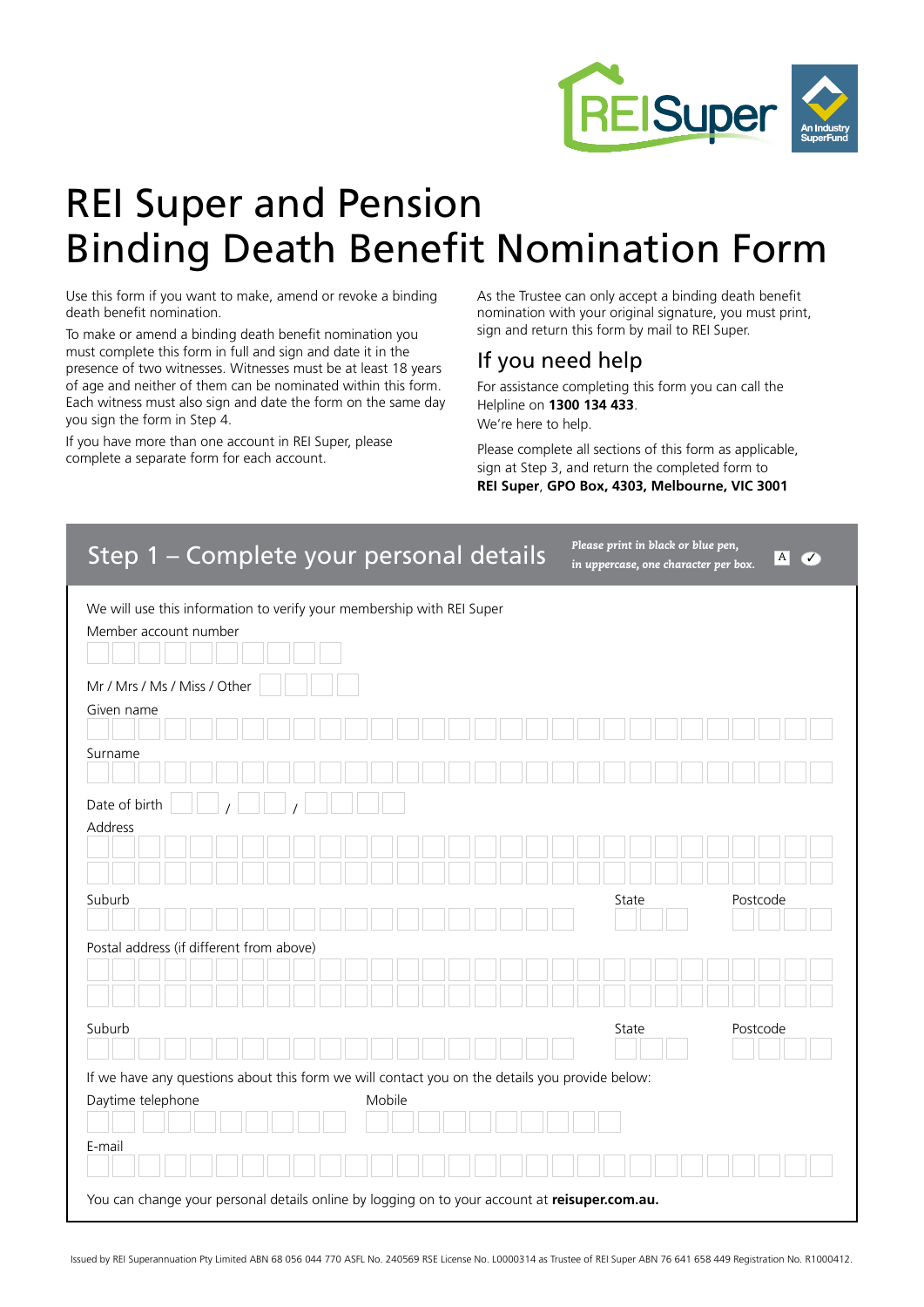# REI Super and Pension Binding Death Benefit Nomination Form

Use this form if you want to make, amend or revoke a binding death benefit nomination.

To make or amend a binding death benefit nomination you must complete this form in full and sign and date it in the presence of two witnesses. Witnesses must be at least 18 years of age and neither of them can be nominated within this form. Each witness must also sign and date the form on the same day you sign the form in Step 4.

If you have more than one account in REI Super, please complete a separate form for each account.

As the Trustee can only accept a binding death benefit nomination with your original signature, you must print, sign and return this form by mail to REI Super.

## If you need help

For assistance completing this form you can call the Helpline on **1300 134 433**.
We're here to help.

Please complete all sections of this form as applicable, sign at Step 3, and return the completed form to **REI Super**, **GPO Box, 4303, Melbourne, VIC 3001**

## Step 1 – Complete your personal details

*Please print in black or blue pen, in uppercase, one character per box.*

We will use this information to verify your membership with REI Super

Member account number

Mr / Mrs / Ms / Miss / Other

Given name

Surname

Date of birth / /

Address

Suburb | State | Postcode

Postal address (if different from above)

Suburb | State | Postcode

If we have any questions about this form we will contact you on the details you provide below:

Daytime telephone | Mobile

E-mail

You can change your personal details online by logging on to your account at **reisuper.com.au.**

Issued by REI Superannuation Pty Limited ABN 68 056 044 770 ASFL No. 240569 RSE License No. L0000314 as Trustee of REI Super ABN 76 641 658 449 Registration No. R1000412.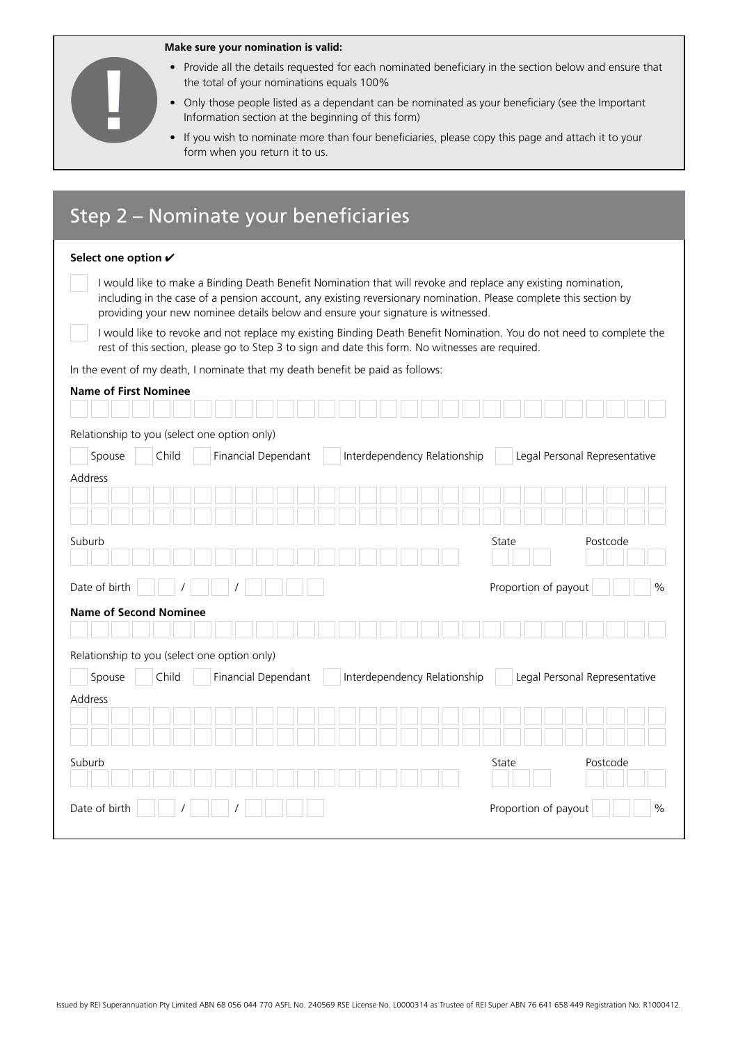**Make sure your nomination is valid:**

- Provide all the details requested for each nominated beneficiary in the section below and ensure that the total of your nominations equals 100%
- Only those people listed as a dependant can be nominated as your beneficiary (see the Important Information section at the beginning of this form)
- If you wish to nominate more than four beneficiaries, please copy this page and attach it to your form when you return it to us.

## Step 2 – Nominate your beneficiaries

**Select one option ✔**

☐ I would like to make a Binding Death Benefit Nomination that will revoke and replace any existing nomination, including in the case of a pension account, any existing reversionary nomination. Please complete this section by providing your new nominee details below and ensure your signature is witnessed.

☐ I would like to revoke and not replace my existing Binding Death Benefit Nomination. You do not need to complete the rest of this section, please go to Step 3 to sign and date this form. No witnesses are required.

In the event of my death, I nominate that my death benefit be paid as follows:

**Name of First Nominee**

Relationship to you (select one option only)

☐ Spouse ☐ Child ☐ Financial Dependant ☐ Interdependency Relationship ☐ Legal Personal Representative

Address

Suburb

State

Postcode

Date of birth / /

Proportion of payout %

**Name of Second Nominee**

Relationship to you (select one option only)

☐ Spouse ☐ Child ☐ Financial Dependant ☐ Interdependency Relationship ☐ Legal Personal Representative

Address

Suburb

State

Postcode

Date of birth / /

Proportion of payout %

Issued by REI Superannuation Pty Limited ABN 68 056 044 770 ASFL No. 240569 RSE License No. L0000314 as Trustee of REI Super ABN 76 641 658 449 Registration No. R1000412.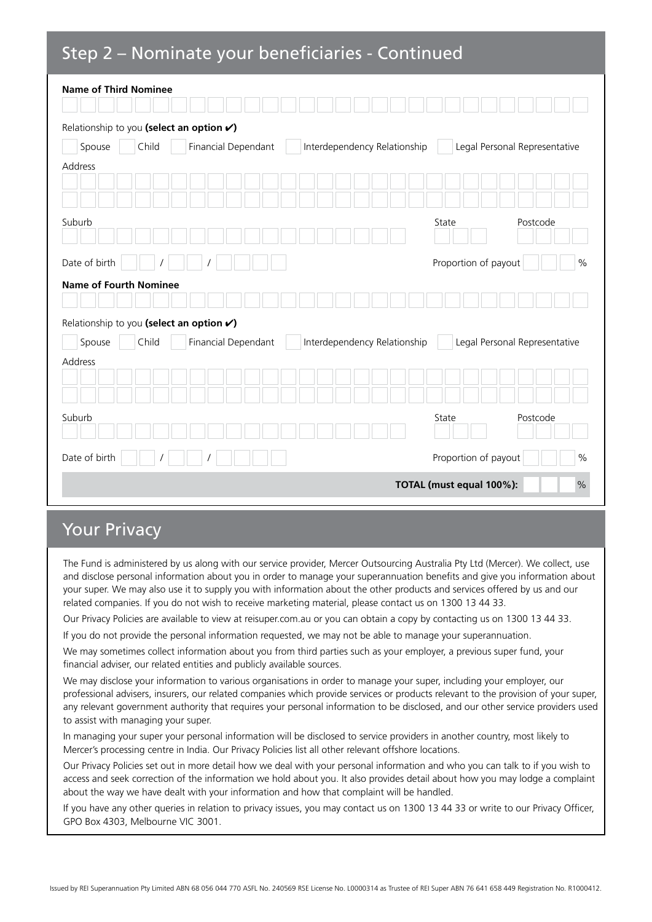## Step 2 – Nominate your beneficiaries - Continued

**Name of Third Nominee**

Relationship to you **(select an option ✔)**

☐ Spouse ☐ Child ☐ Financial Dependant ☐ Interdependency Relationship ☐ Legal Personal Representative

Address

Suburb

State

Postcode

Date of birth ___ / ___ / _____

Proportion of payout ____ %

**Name of Fourth Nominee**

Relationship to you **(select an option ✔)**

☐ Spouse ☐ Child ☐ Financial Dependant ☐ Interdependency Relationship ☐ Legal Personal Representative

Address

Suburb

State

Postcode

Date of birth ___ / ___ / _____

Proportion of payout ____ %

**TOTAL (must equal 100%):** ____ %

## Your Privacy

The Fund is administered by us along with our service provider, Mercer Outsourcing Australia Pty Ltd (Mercer). We collect, use and disclose personal information about you in order to manage your superannuation benefits and give you information about your super. We may also use it to supply you with information about the other products and services offered by us and our related companies. If you do not wish to receive marketing material, please contact us on 1300 13 44 33.

Our Privacy Policies are available to view at reisuper.com.au or you can obtain a copy by contacting us on 1300 13 44 33.

If you do not provide the personal information requested, we may not be able to manage your superannuation.

We may sometimes collect information about you from third parties such as your employer, a previous super fund, your financial adviser, our related entities and publicly available sources.

We may disclose your information to various organisations in order to manage your super, including your employer, our professional advisers, insurers, our related companies which provide services or products relevant to the provision of your super, any relevant government authority that requires your personal information to be disclosed, and our other service providers used to assist with managing your super.

In managing your super your personal information will be disclosed to service providers in another country, most likely to Mercer's processing centre in India. Our Privacy Policies list all other relevant offshore locations.

Our Privacy Policies set out in more detail how we deal with your personal information and who you can talk to if you wish to access and seek correction of the information we hold about you. It also provides detail about how you may lodge a complaint about the way we have dealt with your information and how that complaint will be handled.

If you have any other queries in relation to privacy issues, you may contact us on 1300 13 44 33 or write to our Privacy Officer, GPO Box 4303, Melbourne VIC 3001.

Issued by REI Superannuation Pty Limited ABN 68 056 044 770 AFSL No. 240569 RSE License No. L0000314 as Trustee of REI Super ABN 76 641 658 449 Registration No. R1000412.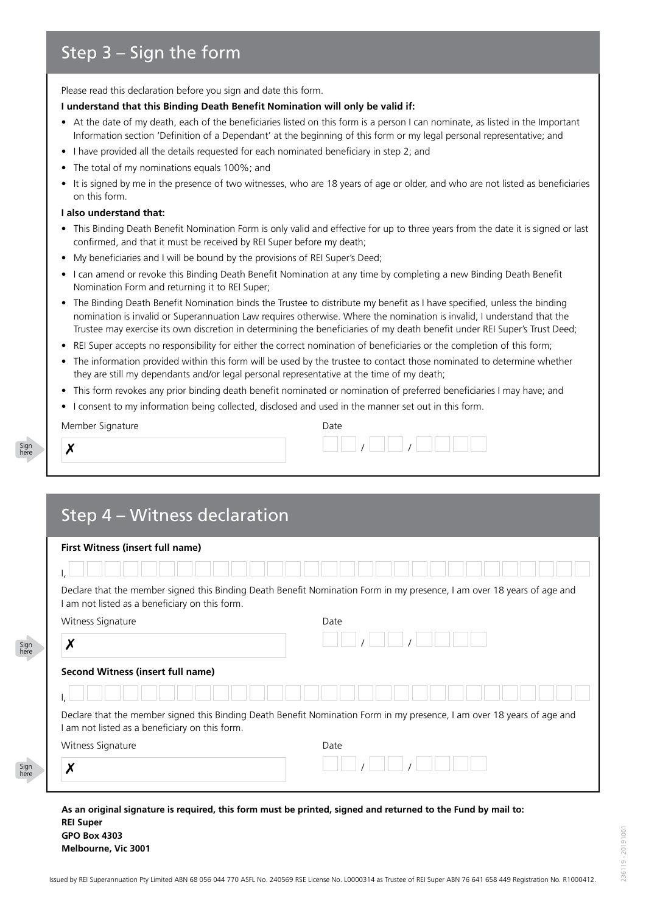## Step 3 – Sign the form

Please read this declaration before you sign and date this form.

**I understand that this Binding Death Benefit Nomination will only be valid if:**

- At the date of my death, each of the beneficiaries listed on this form is a person I can nominate, as listed in the Important Information section 'Definition of a Dependant' at the beginning of this form or my legal personal representative; and
- I have provided all the details requested for each nominated beneficiary in step 2; and
- The total of my nominations equals 100%; and
- It is signed by me in the presence of two witnesses, who are 18 years of age or older, and who are not listed as beneficiaries on this form.

**I also understand that:**

- This Binding Death Benefit Nomination Form is only valid and effective for up to three years from the date it is signed or last confirmed, and that it must be received by REI Super before my death;
- My beneficiaries and I will be bound by the provisions of REI Super's Deed;
- I can amend or revoke this Binding Death Benefit Nomination at any time by completing a new Binding Death Benefit Nomination Form and returning it to REI Super;
- The Binding Death Benefit Nomination binds the Trustee to distribute my benefit as I have specified, unless the binding nomination is invalid or Superannuation Law requires otherwise. Where the nomination is invalid, I understand that the Trustee may exercise its own discretion in determining the beneficiaries of my death benefit under REI Super's Trust Deed;
- REI Super accepts no responsibility for either the correct nomination of beneficiaries or the completion of this form;
- The information provided within this form will be used by the trustee to contact those nominated to determine whether they are still my dependants and/or legal personal representative at the time of my death;
- This form revokes any prior binding death benefit nominated or nomination of preferred beneficiaries I may have; and
- I consent to my information being collected, disclosed and used in the manner set out in this form.

Sign here

Member Signature ✗

Date __ / __ / ____

## Step 4 – Witness declaration

**First Witness (insert full name)**

I,

Declare that the member signed this Binding Death Benefit Nomination Form in my presence, I am over 18 years of age and I am not listed as a beneficiary on this form.

Sign here

Witness Signature ✗

Date __ / __ / ____

**Second Witness (insert full name)**

I,

Declare that the member signed this Binding Death Benefit Nomination Form in my presence, I am over 18 years of age and I am not listed as a beneficiary on this form.

Sign here

Witness Signature ✗

Date __ / __ / ____

**As an original signature is required, this form must be printed, signed and returned to the Fund by mail to:**
**REI Super**
**GPO Box 4303**
**Melbourne, Vic 3001**

Issued by REI Superannuation Pty Limited ABN 68 056 044 770 ASFL No. 240569 RSE License No. L0000314 as Trustee of REI Super ABN 76 641 658 449 Registration No. R1000412.

236119 - 20191001